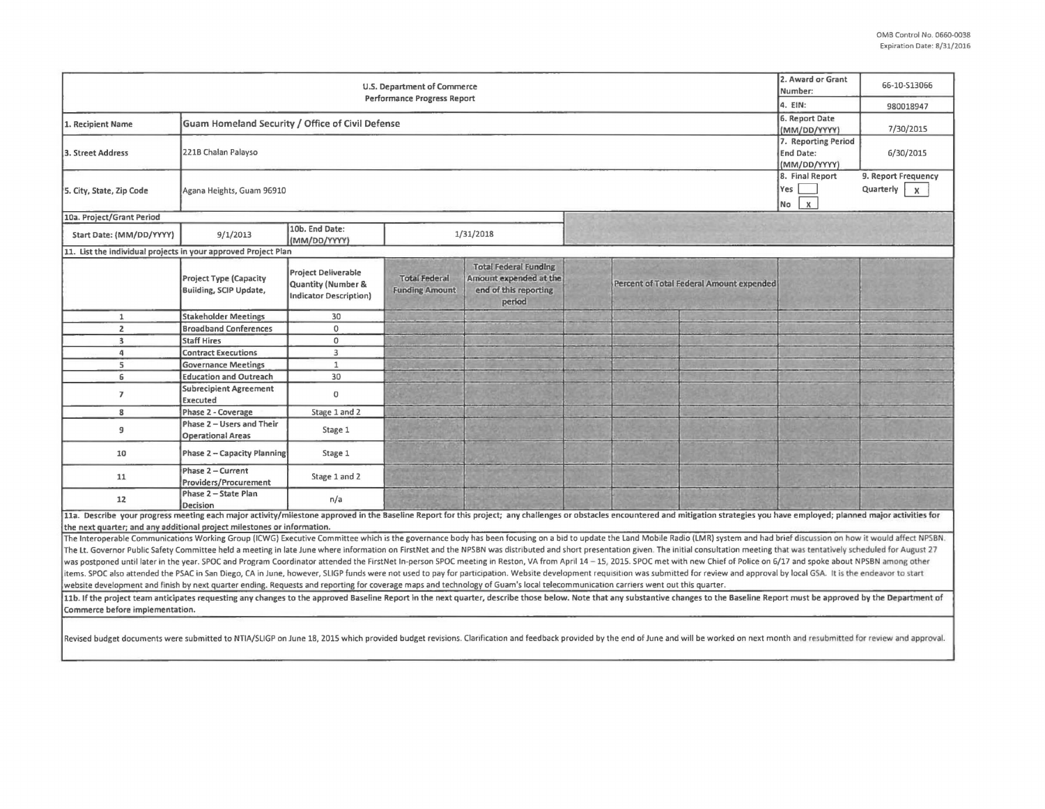OMB Control No. 0660-0038
Expiration Date: 8/31/2016

| U.S. Department of Commerce Performance Progress Report | | | | 2. Award or Grant Number: | 66-10-S13066 |
|---|---|---|---|---|---|
| | | | | 4. EIN: | 980018947 |
| 1. Recipient Name | Guam Homeland Security / Office of Civil Defense | | | 6. Report Date (MM/DD/YYYY) | 7/30/2015 |
| 3. Street Address | 221B Chalan Palayso | | | 7. Reporting Period End Date: (MM/DD/YYYY) | 6/30/2015 |
| 5. City, State, Zip Code | Agana Heights, Guam 96910 | | | 8. Final Report Yes [ ] No [X] | 9. Report Frequency Quarterly [X] |
| 10a. Project/Grant Period | | | | | |
| Start Date: (MM/DD/YYYY) | 9/1/2013 | 10b. End Date: (MM/DD/YYYY) | 1/31/2018 | | |

11. List the individual projects in your approved Project Plan

| | Project Type (Capacity Building, SCIP Update, | Project Deliverable Quantity (Number & Indicator Description) | Total Federal Funding Amount | Total Federal Funding Amount expended at the end of this reporting period | Percent of Total Federal Amount expended |
|---|---|---|---|---|---|
| 1 | Stakeholder Meetings | 30 | | | |
| 2 | Broadband Conferences | 0 | | | |
| 3 | Staff Hires | 0 | | | |
| 4 | Contract Executions | 3 | | | |
| 5 | Governance Meetings | 1 | | | |
| 6 | Education and Outreach | 30 | | | |
| 7 | Subrecipient Agreement Executed | 0 | | | |
| 8 | Phase 2 - Coverage | Stage 1 and 2 | | | |
| 9 | Phase 2 – Users and Their Operational Areas | Stage 1 | | | |
| 10 | Phase 2 – Capacity Planning | Stage 1 | | | |
| 11 | Phase 2 – Current Providers/Procurement | Stage 1 and 2 | | | |
| 12 | Phase 2 – State Plan Decision | n/a | | | |

**11a. Describe your progress meeting each major activity/milestone approved in the Baseline Report for this project; any challenges or obstacles encountered and mitigation strategies you have employed; planned major activities for the next quarter; and any additional project milestones or information.**

The Interoperable Communications Working Group (ICWG) Executive Committee which is the governance body has been focusing on a bid to update the Land Mobile Radio (LMR) system and had brief discussion on how it would affect NPSBN. The Lt. Governor Public Safety Committee held a meeting in late June where information on FirstNet and the NPSBN was distributed and short presentation given. The initial consultation meeting that was tentatively scheduled for August 27 was postponed until later in the year. SPOC and Program Coordinator attended the FirstNet In-person SPOC meeting in Reston, VA from April 14 – 15, 2015. SPOC met with new Chief of Police on 6/17 and spoke about NPSBN among other items. SPOC also attended the PSAC in San Diego, CA in June, however, SLIGP funds were not used to pay for participation. Website development requisition was submitted for review and approval by local GSA. It is the endeavor to start website development and finish by next quarter ending. Requests and reporting for coverage maps and technology of Guam's local telecommunication carriers went out this quarter.

**11b. If the project team anticipates requesting any changes to the approved Baseline Report in the next quarter, describe those below. Note that any substantive changes to the Baseline Report must be approved by the Department of Commerce before implementation.**

Revised budget documents were submitted to NTIA/SLIGP on June 18, 2015 which provided budget revisions. Clarification and feedback provided by the end of June and will be worked on next month and resubmitted for review and approval.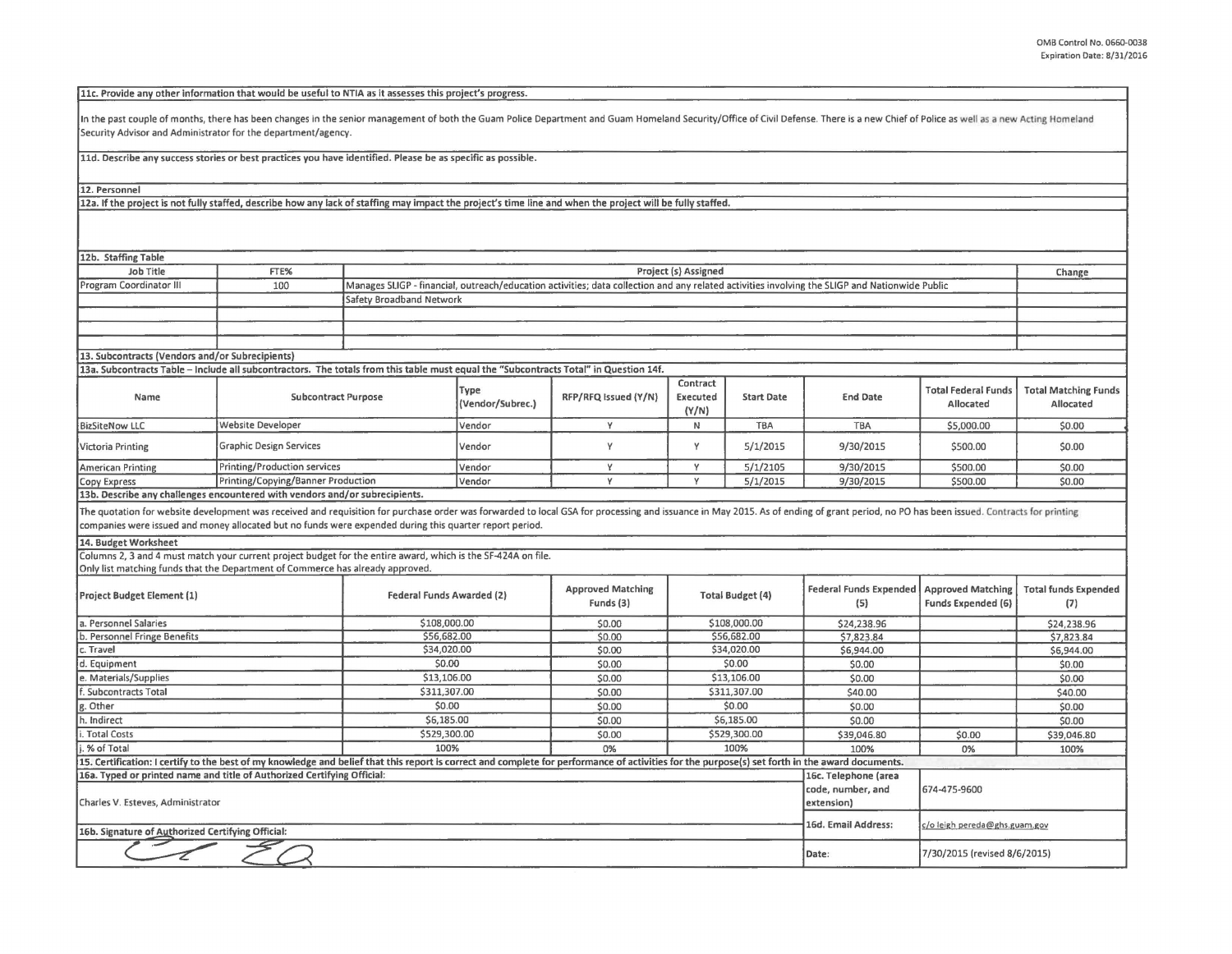**11c. Provide any other information that would be useful to NTIA as it assesses this project's progress.**

In the past couple of months, there has been changes in the senior management of both the Guam Police Department and Guam Homeland Security/Office of Civil Defense. There is a new Chief of Police as well as a new Acting Homeland Security Advisor and Administrator for the department/agency.

**11d. Describe any success stories or best practices you have identified. Please be as specific as possible.**

**12. Personnel**

**12a. If the project is not fully staffed, describe how any lack of staffing may impact the project's time line and when the project will be fully staffed.**

**12b. Staffing Table**

| Job Title | FTE% | Project (s) Assigned | Change |
|---|---|---|---|
| Program Coordinator III | 100 | Manages SLIGP - financial, outreach/education activities; data collection and any related activities involving the SLIGP and Nationwide Public Safety Broadband Network | |
| | | | |
| | | | |
| | | | |

**13. Subcontracts (Vendors and/or Subrecipients)**

**13a. Subcontracts Table – Include all subcontractors. The totals from this table must equal the "Subcontracts Total" in Question 14f.**

| Name | Subcontract Purpose | Type (Vendor/Subrec.) | RFP/RFQ Issued (Y/N) | Contract Executed (Y/N) | Start Date | End Date | Total Federal Funds Allocated | Total Matching Funds Allocated |
|---|---|---|---|---|---|---|---|---|
| BizSiteNow LLC | Website Developer | Vendor | Y | N | TBA | TBA | $5,000.00 | $0.00 |
| Victoria Printing | Graphic Design Services | Vendor | Y | Y | 5/1/2015 | 9/30/2015 | $500.00 | $0.00 |
| American Printing | Printing/Production services | Vendor | Y | Y | 5/1/2105 | 9/30/2015 | $500.00 | $0.00 |
| Copy Express | Printing/Copying/Banner Production | Vendor | Y | Y | 5/1/2015 | 9/30/2015 | $500.00 | $0.00 |

**13b. Describe any challenges encountered with vendors and/or subrecipients.**

The quotation for website development was received and requisition for purchase order was forwarded to local GSA for processing and issuance in May 2015. As of ending of grant period, no PO has been issued. Contracts for printing companies were issued and money allocated but no funds were expended during this quarter report period.

**14. Budget Worksheet**

Columns 2, 3 and 4 must match your current project budget for the entire award, which is the SF-424A on file.
Only list matching funds that the Department of Commerce has already approved.

| Project Budget Element (1) | Federal Funds Awarded (2) | Approved Matching Funds (3) | Total Budget (4) | Federal Funds Expended (5) | Approved Matching Funds Expended (6) | Total funds Expended (7) |
|---|---|---|---|---|---|---|
| a. Personnel Salaries | $108,000.00 | $0.00 | $108,000.00 | $24,238.96 | | $24,238.96 |
| b. Personnel Fringe Benefits | $56,682.00 | $0.00 | $56,682.00 | $7,823.84 | | $7,823.84 |
| c. Travel | $34,020.00 | $0.00 | $34,020.00 | $6,944.00 | | $6,944.00 |
| d. Equipment | $0.00 | $0.00 | $0.00 | $0.00 | | $0.00 |
| e. Materials/Supplies | $13,106.00 | $0.00 | $13,106.00 | $0.00 | | $0.00 |
| f. Subcontracts Total | $311,307.00 | $0.00 | $311,307.00 | $40.00 | | $40.00 |
| g. Other | $0.00 | $0.00 | $0.00 | $0.00 | | $0.00 |
| h. Indirect | $6,185.00 | $0.00 | $6,185.00 | $0.00 | | $0.00 |
| i. Total Costs | $529,300.00 | $0.00 | $529,300.00 | $39,046.80 | $0.00 | $39,046.80 |
| j. % of Total | 100% | 0% | 100% | 100% | 0% | 100% |

**15. Certification: I certify to the best of my knowledge and belief that this report is correct and complete for performance of activities for the purpose(s) set forth in the award documents.**

| | | | |
|---|---|---|---|
| **16a. Typed or printed name and title of Authorized Certifying Official:** Charles V. Esteves, Administrator | | 16c. Telephone (area code, number, and extension) | 674-475-9600 |
| **16b. Signature of Authorized Certifying Official:** | | 16d. Email Address: | c/o leigh pereda@ghs.guam.gov |
| | | Date: | 7/30/2015 (revised 8/6/2015) |